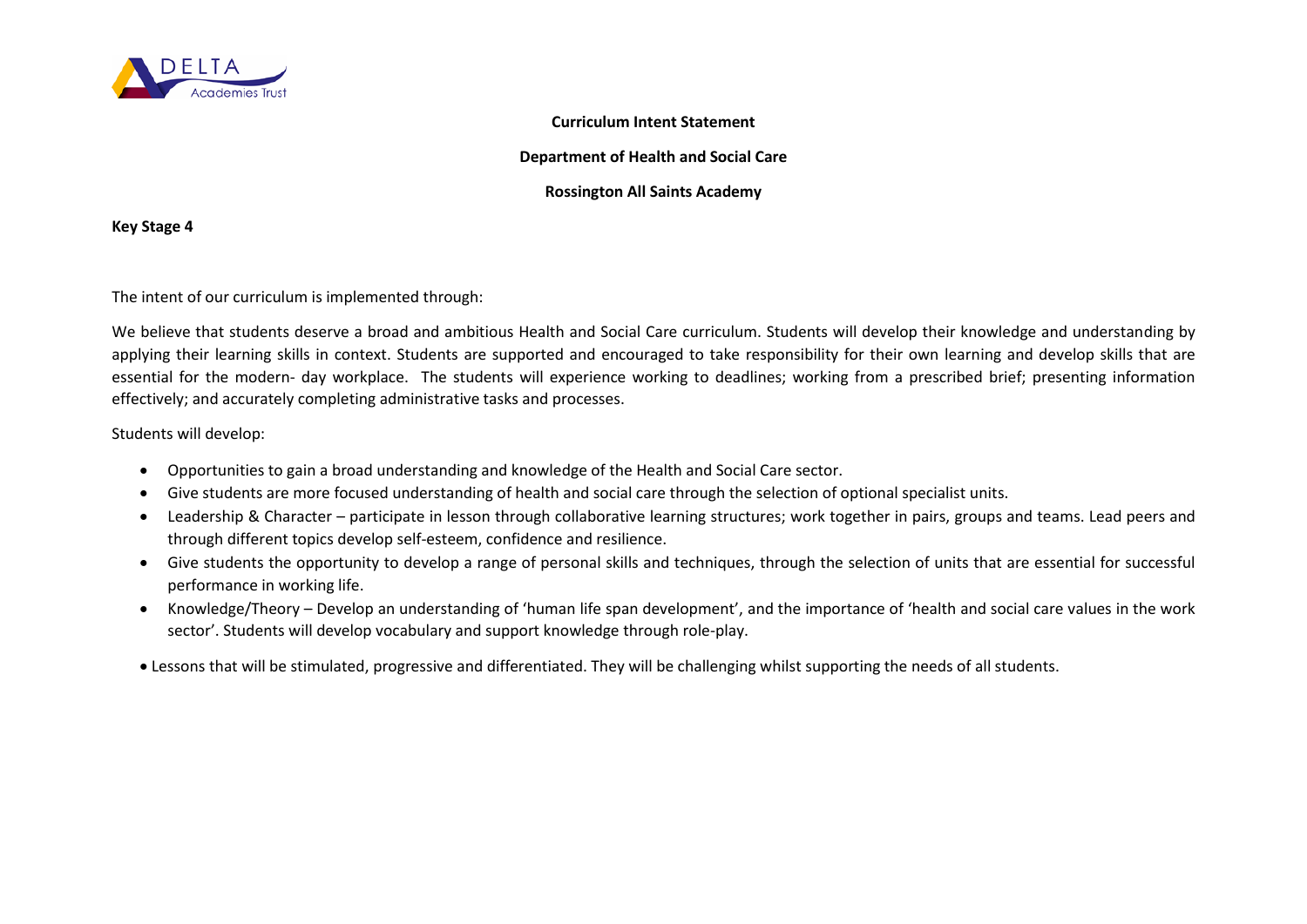**Curriculum Intent Statement**

**Department of Health and Social Care**

**Rossington All Saints Academy**

**Key Stage 4**

The intent of our curriculum is implemented through:

We believe that students deserve a broad and ambitious Health and Social Care curriculum. Students will develop their knowledge and understanding by applying their learning skills in context. Students are supported and encouraged to take responsibility for their own learning and develop skills that are essential for the modern- day workplace. The students will experience working to deadlines; working from a prescribed brief; presenting information effectively; and accurately completing administrative tasks and processes.

Students will develop:

- Opportunities to gain a broad understanding and knowledge of the Health and Social Care sector.
- Give students are more focused understanding of health and social care through the selection of optional specialist units.
- Leadership & Character – participate in lesson through collaborative learning structures; work together in pairs, groups and teams. Lead peers and through different topics develop self-esteem, confidence and resilience.
- Give students the opportunity to develop a range of personal skills and techniques, through the selection of units that are essential for successful performance in working life.
- Knowledge/Theory – Develop an understanding of 'human life span development', and the importance of 'health and social care values in the work sector'. Students will develop vocabulary and support knowledge through role-play.
- Lessons that will be stimulated, progressive and differentiated. They will be challenging whilst supporting the needs of all students.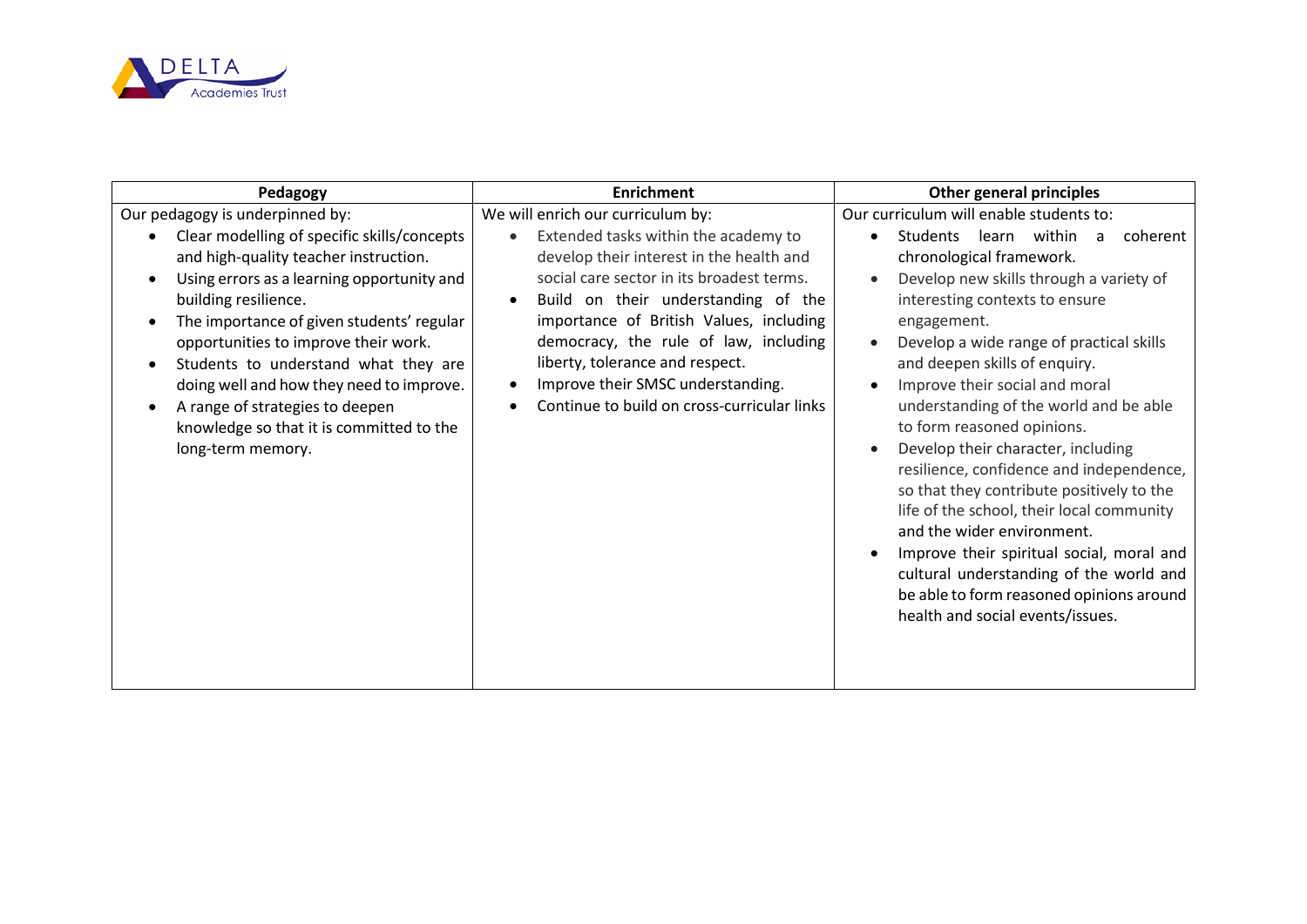| Pedagogy | Enrichment | Other general principles |
|---|---|---|
| Our pedagogy is underpinned by:<br>• Clear modelling of specific skills/concepts and high-quality teacher instruction.<br>• Using errors as a learning opportunity and building resilience.<br>• The importance of given students' regular opportunities to improve their work.<br>• Students to understand what they are doing well and how they need to improve.<br>• A range of strategies to deepen knowledge so that it is committed to the long-term memory. | We will enrich our curriculum by:<br>• Extended tasks within the academy to develop their interest in the health and social care sector in its broadest terms.<br>• Build on their understanding of the importance of British Values, including democracy, the rule of law, including liberty, tolerance and respect.<br>• Improve their SMSC understanding.<br>• Continue to build on cross-curricular links | Our curriculum will enable students to:<br>• Students learn within a coherent chronological framework.<br>• Develop new skills through a variety of interesting contexts to ensure engagement.<br>• Develop a wide range of practical skills and deepen skills of enquiry.<br>• Improve their social and moral understanding of the world and be able to form reasoned opinions.<br>• Develop their character, including resilience, confidence and independence, so that they contribute positively to the life of the school, their local community and the wider environment.<br>• Improve their spiritual social, moral and cultural understanding of the world and be able to form reasoned opinions around health and social events/issues. |